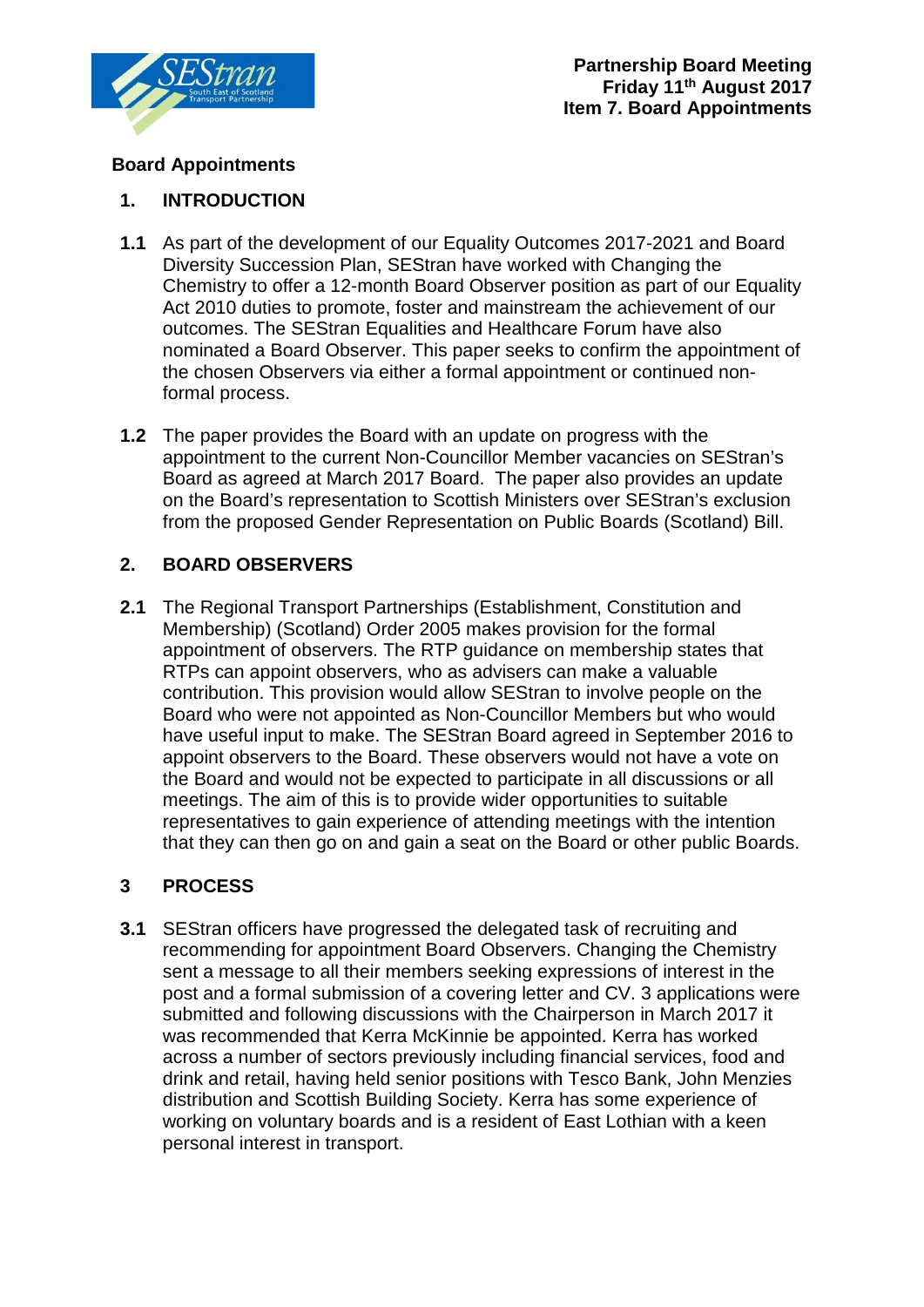**Partnership Board Meeting**
**Friday 11th August 2017**
**Item 7. Board Appointments**

## Board Appointments

### 1. INTRODUCTION

**1.1** As part of the development of our Equality Outcomes 2017-2021 and Board Diversity Succession Plan, SEStran have worked with Changing the Chemistry to offer a 12-month Board Observer position as part of our Equality Act 2010 duties to promote, foster and mainstream the achievement of our outcomes. The SEStran Equalities and Healthcare Forum have also nominated a Board Observer. This paper seeks to confirm the appointment of the chosen Observers via either a formal appointment or continued non-formal process.

**1.2** The paper provides the Board with an update on progress with the appointment to the current Non-Councillor Member vacancies on SEStran's Board as agreed at March 2017 Board. The paper also provides an update on the Board's representation to Scottish Ministers over SEStran's exclusion from the proposed Gender Representation on Public Boards (Scotland) Bill.

### 2. BOARD OBSERVERS

**2.1** The Regional Transport Partnerships (Establishment, Constitution and Membership) (Scotland) Order 2005 makes provision for the formal appointment of observers. The RTP guidance on membership states that RTPs can appoint observers, who as advisers can make a valuable contribution. This provision would allow SEStran to involve people on the Board who were not appointed as Non-Councillor Members but who would have useful input to make. The SEStran Board agreed in September 2016 to appoint observers to the Board. These observers would not have a vote on the Board and would not be expected to participate in all discussions or all meetings. The aim of this is to provide wider opportunities to suitable representatives to gain experience of attending meetings with the intention that they can then go on and gain a seat on the Board or other public Boards.

### 3 PROCESS

**3.1** SEStran officers have progressed the delegated task of recruiting and recommending for appointment Board Observers. Changing the Chemistry sent a message to all their members seeking expressions of interest in the post and a formal submission of a covering letter and CV. 3 applications were submitted and following discussions with the Chairperson in March 2017 it was recommended that Kerra McKinnie be appointed. Kerra has worked across a number of sectors previously including financial services, food and drink and retail, having held senior positions with Tesco Bank, John Menzies distribution and Scottish Building Society. Kerra has some experience of working on voluntary boards and is a resident of East Lothian with a keen personal interest in transport.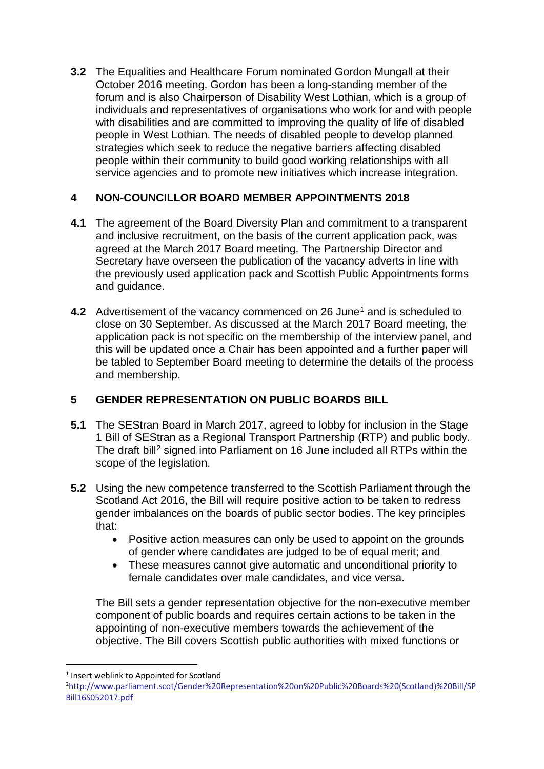**3.2** The Equalities and Healthcare Forum nominated Gordon Mungall at their October 2016 meeting. Gordon has been a long-standing member of the forum and is also Chairperson of Disability West Lothian, which is a group of individuals and representatives of organisations who work for and with people with disabilities and are committed to improving the quality of life of disabled people in West Lothian. The needs of disabled people to develop planned strategies which seek to reduce the negative barriers affecting disabled people within their community to build good working relationships with all service agencies and to promote new initiatives which increase integration.

## 4 NON-COUNCILLOR BOARD MEMBER APPOINTMENTS 2018

**4.1** The agreement of the Board Diversity Plan and commitment to a transparent and inclusive recruitment, on the basis of the current application pack, was agreed at the March 2017 Board meeting. The Partnership Director and Secretary have overseen the publication of the vacancy adverts in line with the previously used application pack and Scottish Public Appointments forms and guidance.

**4.2** Advertisement of the vacancy commenced on 26 June[1] and is scheduled to close on 30 September. As discussed at the March 2017 Board meeting, the application pack is not specific on the membership of the interview panel, and this will be updated once a Chair has been appointed and a further paper will be tabled to September Board meeting to determine the details of the process and membership.

## 5 GENDER REPRESENTATION ON PUBLIC BOARDS BILL

**5.1** The SEStran Board in March 2017, agreed to lobby for inclusion in the Stage 1 Bill of SEStran as a Regional Transport Partnership (RTP) and public body. The draft bill[2] signed into Parliament on 16 June included all RTPs within the scope of the legislation.

**5.2** Using the new competence transferred to the Scottish Parliament through the Scotland Act 2016, the Bill will require positive action to be taken to redress gender imbalances on the boards of public sector bodies. The key principles that:

- Positive action measures can only be used to appoint on the grounds of gender where candidates are judged to be of equal merit; and
- These measures cannot give automatic and unconditional priority to female candidates over male candidates, and vice versa.

The Bill sets a gender representation objective for the non-executive member component of public boards and requires certain actions to be taken in the appointing of non-executive members towards the achievement of the objective. The Bill covers Scottish public authorities with mixed functions or

---

[1] Insert weblink to Appointed for Scotland

[2] http://www.parliament.scot/Gender%20Representation%20on%20Public%20Boards%20(Scotland)%20Bill/SPBill16S052017.pdf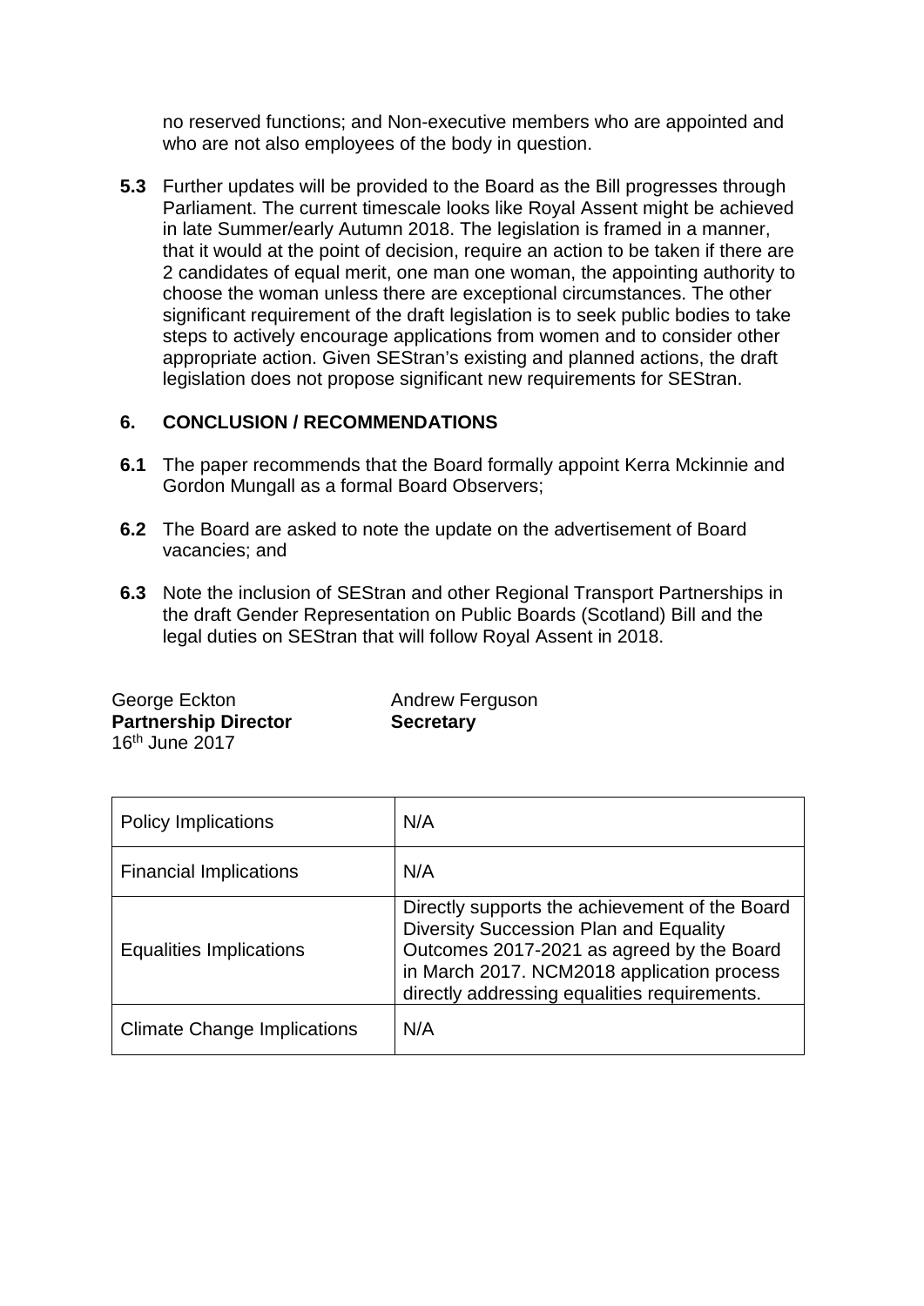no reserved functions; and Non-executive members who are appointed and who are not also employees of the body in question.

**5.3** Further updates will be provided to the Board as the Bill progresses through Parliament. The current timescale looks like Royal Assent might be achieved in late Summer/early Autumn 2018. The legislation is framed in a manner, that it would at the point of decision, require an action to be taken if there are 2 candidates of equal merit, one man one woman, the appointing authority to choose the woman unless there are exceptional circumstances. The other significant requirement of the draft legislation is to seek public bodies to take steps to actively encourage applications from women and to consider other appropriate action. Given SEStran's existing and planned actions, the draft legislation does not propose significant new requirements for SEStran.

## 6. CONCLUSION / RECOMMENDATIONS

**6.1** The paper recommends that the Board formally appoint Kerra Mckinnie and Gordon Mungall as a formal Board Observers;

**6.2** The Board are asked to note the update on the advertisement of Board vacancies; and

**6.3** Note the inclusion of SEStran and other Regional Transport Partnerships in the draft Gender Representation on Public Boards (Scotland) Bill and the legal duties on SEStran that will follow Royal Assent in 2018.

George Eckton
**Partnership Director**
16th June 2017

Andrew Ferguson
**Secretary**

| | |
|---|---|
| Policy Implications | N/A |
| Financial Implications | N/A |
| Equalities Implications | Directly supports the achievement of the Board Diversity Succession Plan and Equality Outcomes 2017-2021 as agreed by the Board in March 2017. NCM2018 application process directly addressing equalities requirements. |
| Climate Change Implications | N/A |